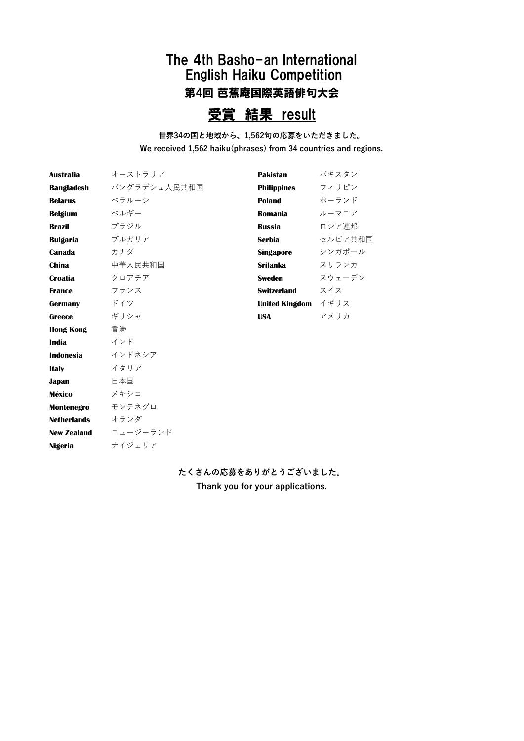# The 4th Basho-an International English Haiku Competition

## 第4回 芭蕉庵国際英語俳句大会

## 受賞 結果 result

**世界34の国と地域から、1,562句の応募をいただきました。**
**We received 1,562 haiku(phrases) from 34 countries and regions.**

| | |
|---|---|
| **Australia** | オーストラリア |
| **Bangladesh** | バングラデシュ人民共和国 |
| **Belarus** | ベラルーシ |
| **Belgium** | ベルギー |
| **Brazil** | ブラジル |
| **Bulgaria** | ブルガリア |
| **Canada** | カナダ |
| **China** | 中華人民共和国 |
| **Croatia** | クロアチア |
| **France** | フランス |
| **Germany** | ドイツ |
| **Greece** | ギリシャ |
| **Hong Kong** | 香港 |
| **India** | インド |
| **Indonesia** | インドネシア |
| **Italy** | イタリア |
| **Japan** | 日本国 |
| **México** | メキシコ |
| **Montenegro** | モンテネグロ |
| **Netherlands** | オランダ |
| **New Zealand** | ニュージーランド |
| **Nigeria** | ナイジェリア |
| **Pakistan** | パキスタン |
| **Philippines** | フィリピン |
| **Poland** | ポーランド |
| **Romania** | ルーマニア |
| **Russia** | ロシア連邦 |
| **Serbia** | セルビア共和国 |
| **Singapore** | シンガポール |
| **Srilanka** | スリランカ |
| **Sweden** | スウェーデン |
| **Switzerland** | スイス |
| **United Kingdom** | イギリス |
| **USA** | アメリカ |

**たくさんの応募をありがとうございました。**
**Thank you for your applications.**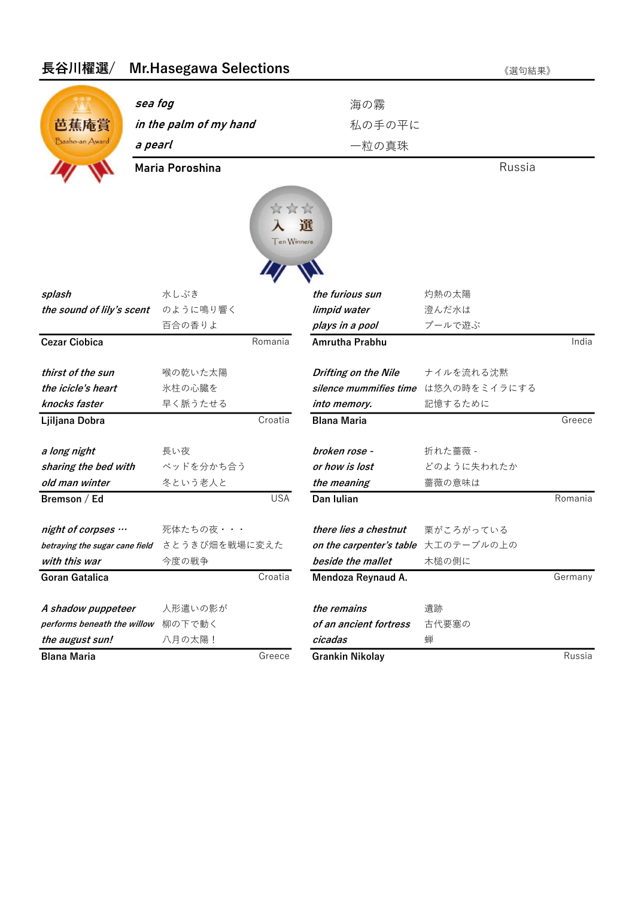## 長谷川櫂選/　Mr.Hasegawa Selections

《選句結果》

### 芭蕉庵賞 Basho-an Award

*sea fog*
*in the palm of my hand*
*a pearl*

海の霧
私の手の平に
一粒の真珠

**Maria Poroshina** — Russia

### 入選 Ten Winners

*splash*
*the sound of lily's scent*

水しぶき
のように鳴り響く
百合の香りよ

**Cezar Ciobica** — Romania

*the furious sun*
*limpid water*
*plays in a pool*

灼熱の太陽
澄んだ水は
プールで遊ぶ

**Amrutha Prabhu** — India

*thirst of the sun*
*the icicle's heart*
*knocks faster*

喉の乾いた太陽
氷柱の心臓を
早く脈うたせる

**Ljiljana Dobra** — Croatia

*Drifting on the Nile*
*silence mummifies time*
*into memory.*

ナイルを流れる沈黙
は悠久の時をミイラにする
記憶するために

**Blana Maria** — Greece

*a long night*
*sharing the bed with*
*old man winter*

長い夜
ベッドを分かち合う
冬という老人と

**Bremson / Ed** — USA

*broken rose -*
*or how is lost*
*the meaning*

折れた薔薇 -
どのように失われたか
薔薇の意味は

**Dan Iulian** — Romania

*night of corpses …*
*betraying the sugar cane field*
*with this war*

死体たちの夜・・・
さとうきび畑を戦場に変えた
今度の戦争

**Goran Gatalica** — Croatia

*there lies a chestnut*
*on the carpenter's table*
*beside the mallet*

栗がころがっている
大工のテーブルの上の
木槌の側に

**Mendoza Reynaud A.** — Germany

*A shadow puppeteer*
*performs beneath the willow*
*the august sun!*

人形遣いの影が
柳の下で動く
八月の太陽！

**Blana Maria** — Greece

*the remains*
*of an ancient fortress*
*cicadas*

遺跡
古代要塞の
蝉

**Grankin Nikolay** — Russia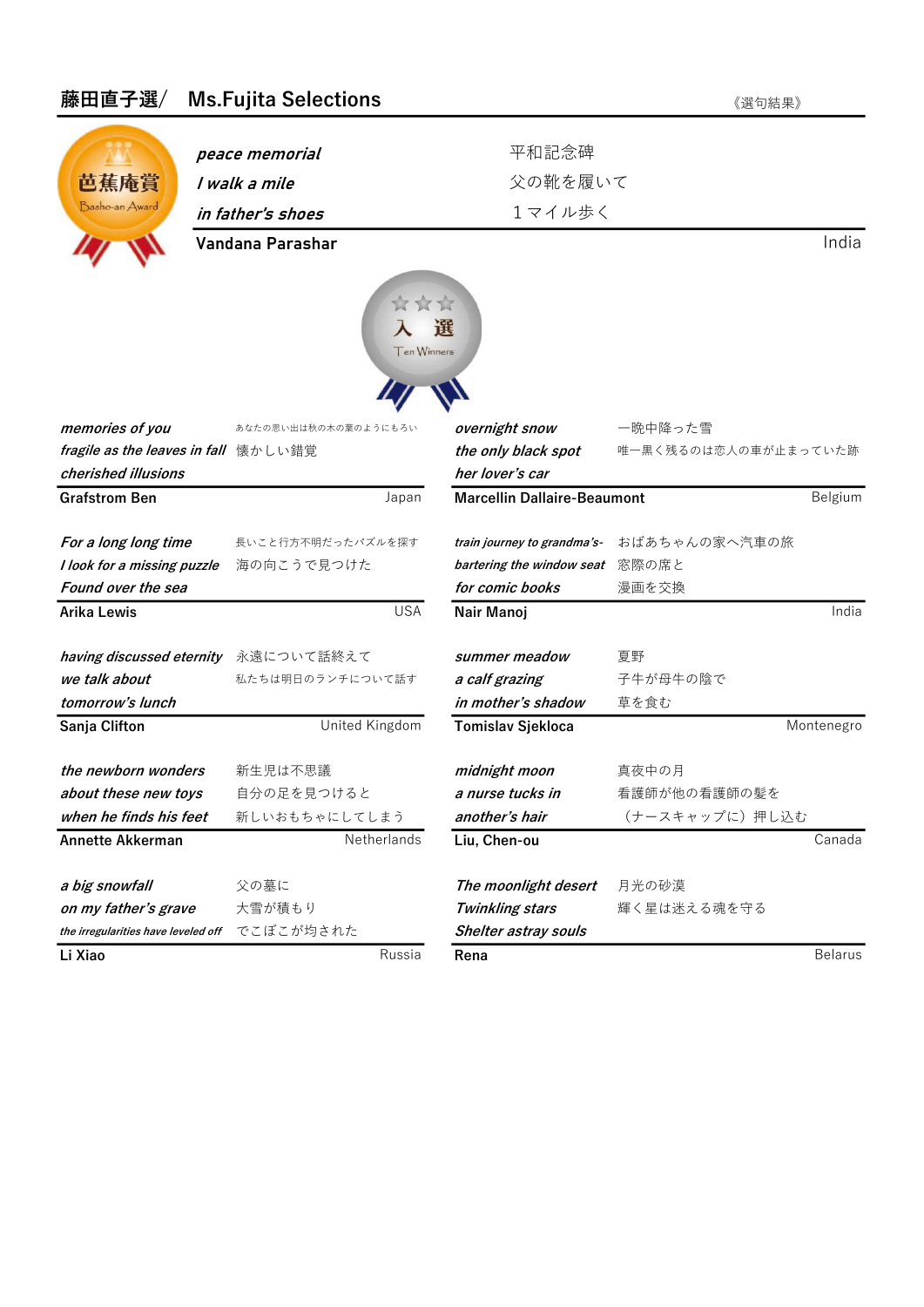## 藤田直子選/　Ms.Fujita Selections

《選句結果》

### 芭蕉庵賞 Basho-an Award

*peace memorial*
*I walk a mile*
*in father's shoes*

平和記念碑
父の靴を履いて
１マイル歩く

**Vandana Parashar** — India

### 入選 Ten Winners

*memories of you*
*fragile as the leaves in fall*
*cherished illusions*

あなたの思い出は秋の木の葉のようにもろい
懐かしい錯覚

**Grafstrom Ben** — Japan

*For a long long time*
*I look for a missing puzzle*
*Found over the sea*

長いこと行方不明だったパズルを探す
海の向こうで見つけた

**Arika Lewis** — USA

*having discussed eternity*
*we talk about*
*tomorrow's lunch*

永遠について話終えて
私たちは明日のランチについて話す

**Sanja Clifton** — United Kingdom

*the newborn wonders*
*about these new toys*
*when he finds his feet*

新生児は不思議
自分の足を見つけると
新しいおもちゃにしてしまう

**Annette Akkerman** — Netherlands

*a big snowfall*
*on my father's grave*
*the irregularities have leveled off*

父の墓に
大雪が積もり
でこぼこが均された

**Li Xiao** — Russia

*overnight snow*
*the only black spot*
*her lover's car*

一晩中降った雪
唯一黒く残るのは恋人の車が止まっていた跡

**Marcellin Dallaire-Beaumont** — Belgium

*train journey to grandma's-*
*bartering the window seat*
*for comic books*

おばあちゃんの家へ汽車の旅
窓際の席と
漫画を交換

**Nair Manoj** — India

*summer meadow*
*a calf grazing*
*in mother's shadow*

夏野
子牛が母牛の陰で
草を食む

**Tomislav Sjekloca** — Montenegro

*midnight moon*
*a nurse tucks in*
*another's hair*

真夜中の月
看護師が他の看護師の髪を
（ナースキャップに）押し込む

**Liu, Chen-ou** — Canada

*The moonlight desert*
*Twinkling stars*
*Shelter astray souls*

月光の砂漠
輝く星は迷える魂を守る

**Rena** — Belarus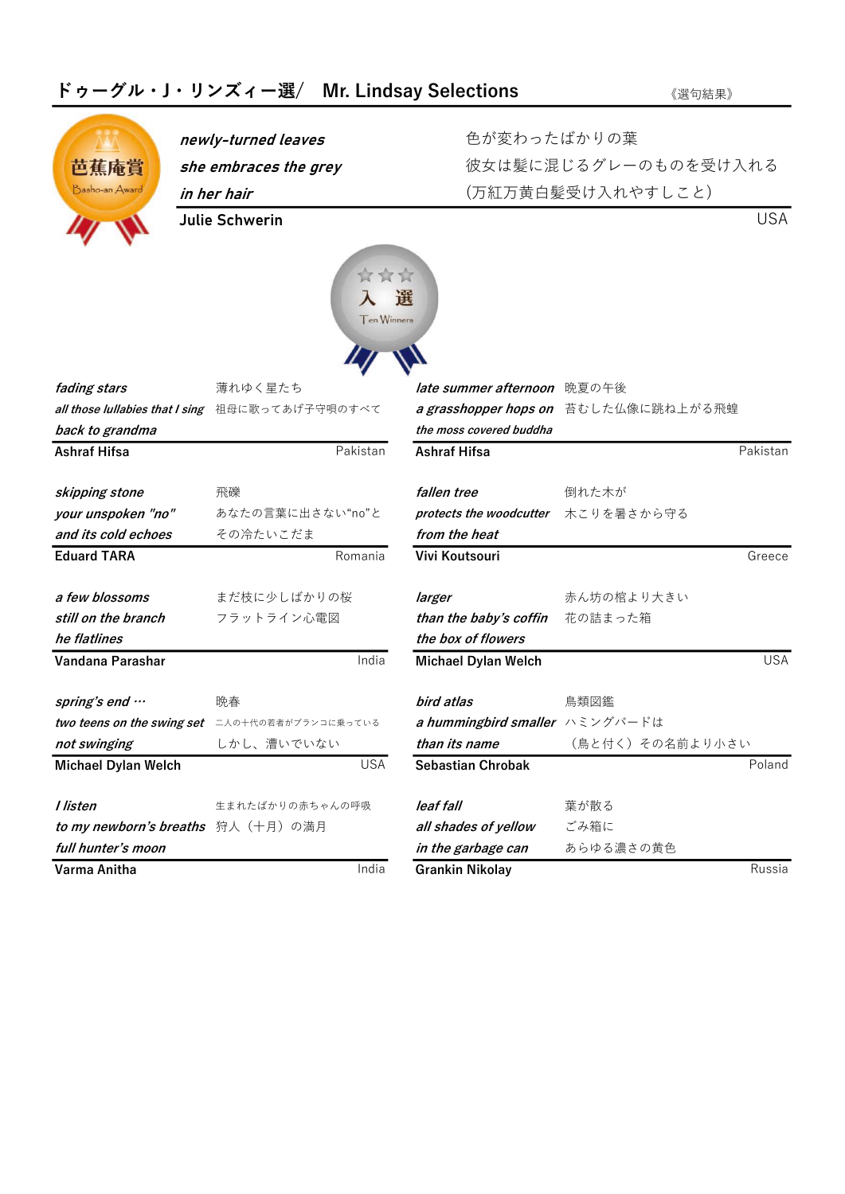## ドゥーグル・J・リンズィー選/　Mr. Lindsay Selections

《選句結果》

芭蕉庵賞

Basho-an Award

*newly-turned leaves*
*she embraces the grey*
*in her hair*

色が変わったばかりの葉
彼女は髪に混じるグレーのものを受け入れる
(万紅万黄白髪受け入れやすしこと)

**Julie Schwerin** — USA

入　選

Ten Winners

*fading stars*
*all those lullabies that I sing*
*back to grandma*

薄れゆく星たち
祖母に歌ってあげ子守唄のすべて

**Ashraf Hifsa** — Pakistan

*late summer afternoon*
*a grasshopper hops on*
*the moss covered buddha*

晩夏の午後
苔むした仏像に跳ね上がる飛蝗

**Ashraf Hifsa** — Pakistan

*skipping stone*
*your unspoken "no"*
*and its cold echoes*

飛礫
あなたの言葉に出さない“no”と
その冷たいこだま

**Eduard TARA** — Romania

*fallen tree*
*protects the woodcutter*
*from the heat*

倒れた木が
木こりを暑さから守る

**Vivi Koutsouri** — Greece

*a few blossoms*
*still on the branch*
*he flatlines*

まだ枝に少しばかりの桜
フラットライン心電図

**Vandana Parashar** — India

*larger*
*than the baby's coffin*
*the box of flowers*

赤ん坊の棺より大きい
花の詰まった箱

**Michael Dylan Welch** — USA

*spring's end …*
*two teens on the swing set*
*not swinging*

晩春
二人の十代の若者がブランコに乗っている
しかし、漕いでいない

**Michael Dylan Welch** — USA

*bird atlas*
*a hummingbird smaller*
*than its name*

鳥類図鑑
ハミングバードは
（鳥と付く）その名前より小さい

**Sebastian Chrobak** — Poland

*I listen*
*to my newborn's breaths*
*full hunter's moon*

生まれたばかりの赤ちゃんの呼吸
狩人（十月）の満月

**Varma Anitha** — India

*leaf fall*
*all shades of yellow*
*in the garbage can*

葉が散る
ごみ箱に
あらゆる濃さの黄色

**Grankin Nikolay** — Russia